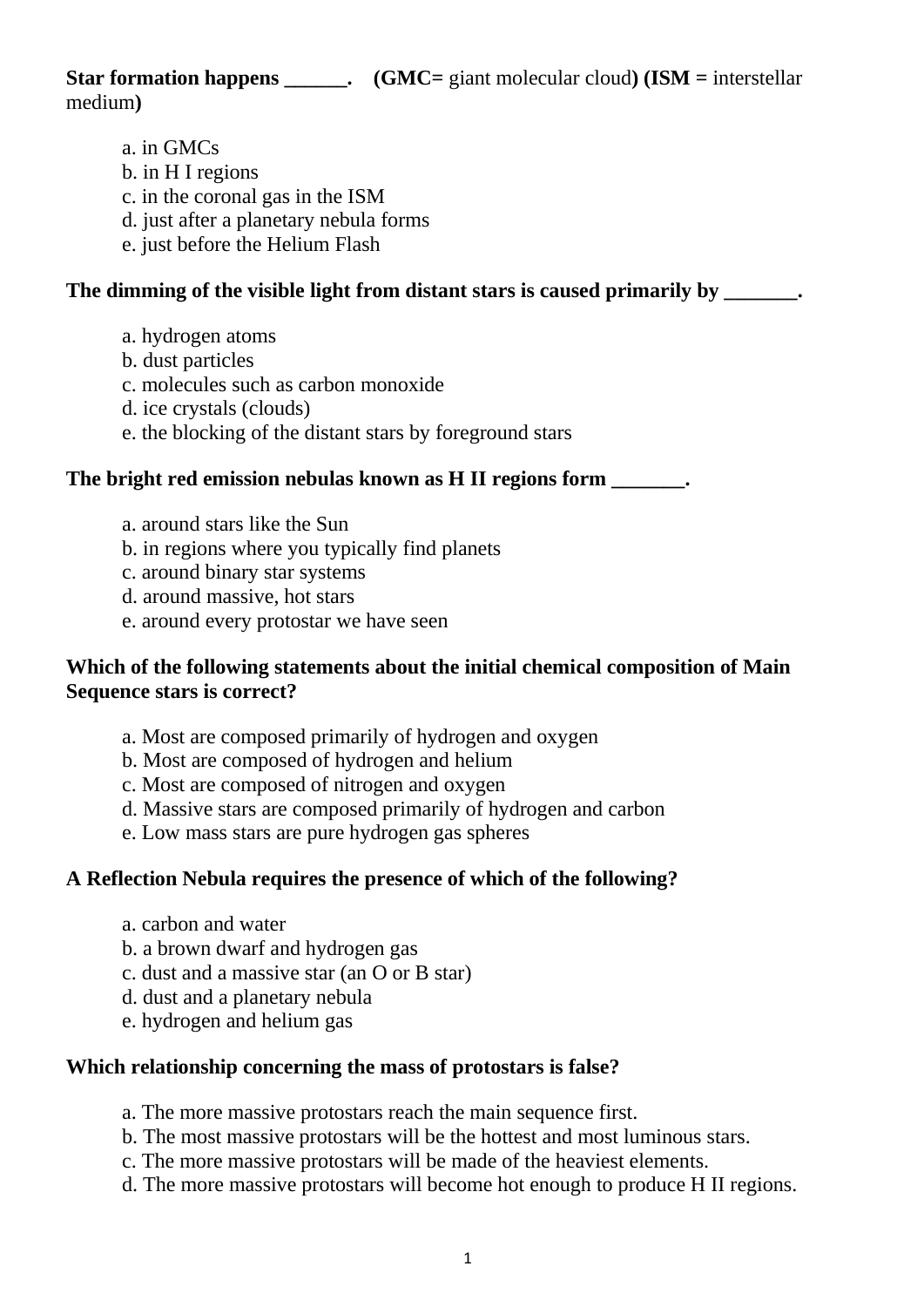**Star formation happens ______.   (GMC=** giant molecular cloud**) (ISM =** interstellar medium**)**

a. in GMCs
b. in H I regions
c. in the coronal gas in the ISM
d. just after a planetary nebula forms
e. just before the Helium Flash

**The dimming of the visible light from distant stars is caused primarily by _______.**

a. hydrogen atoms
b. dust particles
c. molecules such as carbon monoxide
d. ice crystals (clouds)
e. the blocking of the distant stars by foreground stars

**The bright red emission nebulas known as H II regions form _______.**

a. around stars like the Sun
b. in regions where you typically find planets
c. around binary star systems
d. around massive, hot stars
e. around every protostar we have seen

**Which of the following statements about the initial chemical composition of Main Sequence stars is correct?**

a. Most are composed primarily of hydrogen and oxygen
b. Most are composed of hydrogen and helium
c. Most are composed of nitrogen and oxygen
d. Massive stars are composed primarily of hydrogen and carbon
e. Low mass stars are pure hydrogen gas spheres

**A Reflection Nebula requires the presence of which of the following?**

a. carbon and water
b. a brown dwarf and hydrogen gas
c. dust and a massive star (an O or B star)
d. dust and a planetary nebula
e. hydrogen and helium gas

**Which relationship concerning the mass of protostars is false?**

a. The more massive protostars reach the main sequence first.
b. The most massive protostars will be the hottest and most luminous stars.
c. The more massive protostars will be made of the heaviest elements.
d. The more massive protostars will become hot enough to produce H II regions.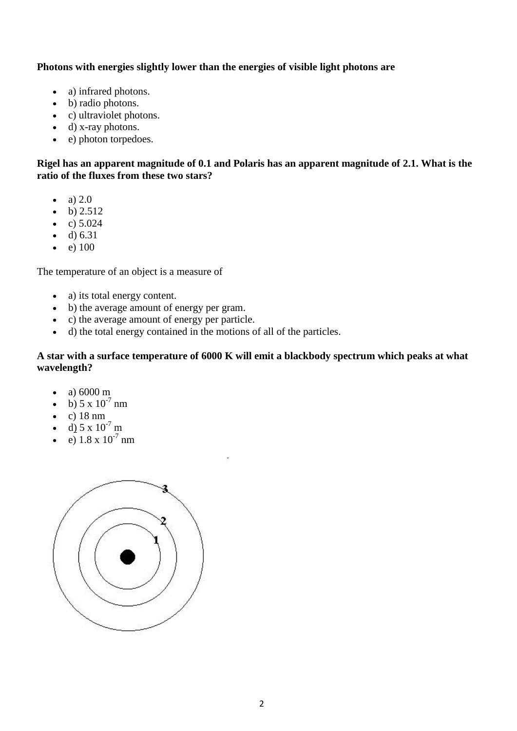**Photons with energies slightly lower than the energies of visible light photons are**

- a) infrared photons.
- b) radio photons.
- c) ultraviolet photons.
- d) x-ray photons.
- e) photon torpedoes.

**Rigel has an apparent magnitude of 0.1 and Polaris has an apparent magnitude of 2.1. What is the ratio of the fluxes from these two stars?**

- a) 2.0
- b) 2.512
- c) 5.024
- d) 6.31
- e) 100

The temperature of an object is a measure of

- a) its total energy content.
- b) the average amount of energy per gram.
- c) the average amount of energy per particle.
- d) the total energy contained in the motions of all of the particles.

**A star with a surface temperature of 6000 K will emit a blackbody spectrum which peaks at what wavelength?**

- a) 6000 m
- b) $5 \times 10^{-7}$ nm
- c) 18 nm
- d) $5 \times 10^{-7}$ m
- e) $1.8 \times 10^{-7}$ nm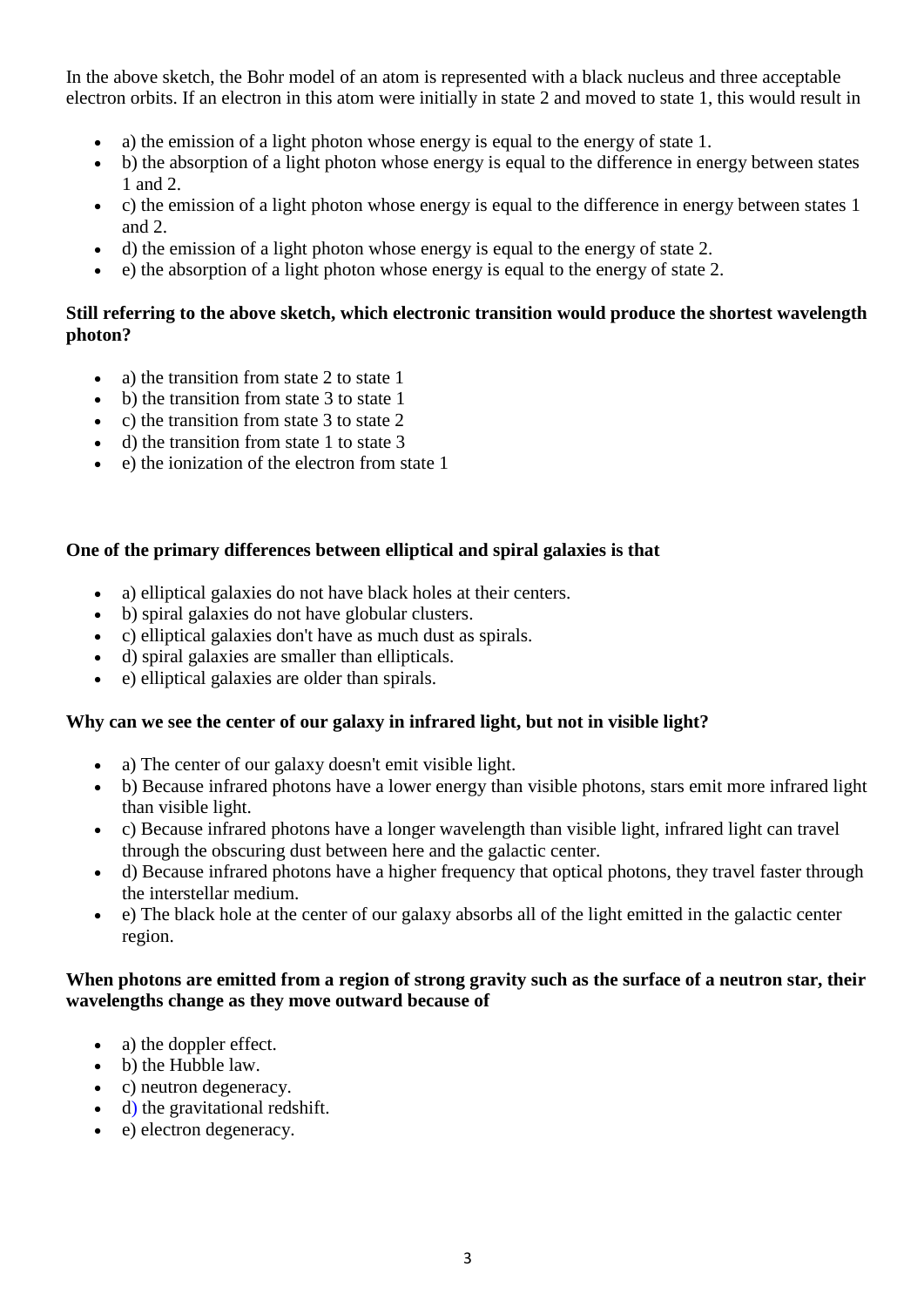In the above sketch, the Bohr model of an atom is represented with a black nucleus and three acceptable electron orbits. If an electron in this atom were initially in state 2 and moved to state 1, this would result in

- a) the emission of a light photon whose energy is equal to the energy of state 1.
- b) the absorption of a light photon whose energy is equal to the difference in energy between states 1 and 2.
- c) the emission of a light photon whose energy is equal to the difference in energy between states 1 and 2.
- d) the emission of a light photon whose energy is equal to the energy of state 2.
- e) the absorption of a light photon whose energy is equal to the energy of state 2.

**Still referring to the above sketch, which electronic transition would produce the shortest wavelength photon?**

- a) the transition from state 2 to state 1
- b) the transition from state 3 to state 1
- c) the transition from state 3 to state 2
- d) the transition from state 1 to state 3
- e) the ionization of the electron from state 1

**One of the primary differences between elliptical and spiral galaxies is that**

- a) elliptical galaxies do not have black holes at their centers.
- b) spiral galaxies do not have globular clusters.
- c) elliptical galaxies don't have as much dust as spirals.
- d) spiral galaxies are smaller than ellipticals.
- e) elliptical galaxies are older than spirals.

**Why can we see the center of our galaxy in infrared light, but not in visible light?**

- a) The center of our galaxy doesn't emit visible light.
- b) Because infrared photons have a lower energy than visible photons, stars emit more infrared light than visible light.
- c) Because infrared photons have a longer wavelength than visible light, infrared light can travel through the obscuring dust between here and the galactic center.
- d) Because infrared photons have a higher frequency that optical photons, they travel faster through the interstellar medium.
- e) The black hole at the center of our galaxy absorbs all of the light emitted in the galactic center region.

**When photons are emitted from a region of strong gravity such as the surface of a neutron star, their wavelengths change as they move outward because of**

- a) the doppler effect.
- b) the Hubble law.
- c) neutron degeneracy.
- d) the gravitational redshift.
- e) electron degeneracy.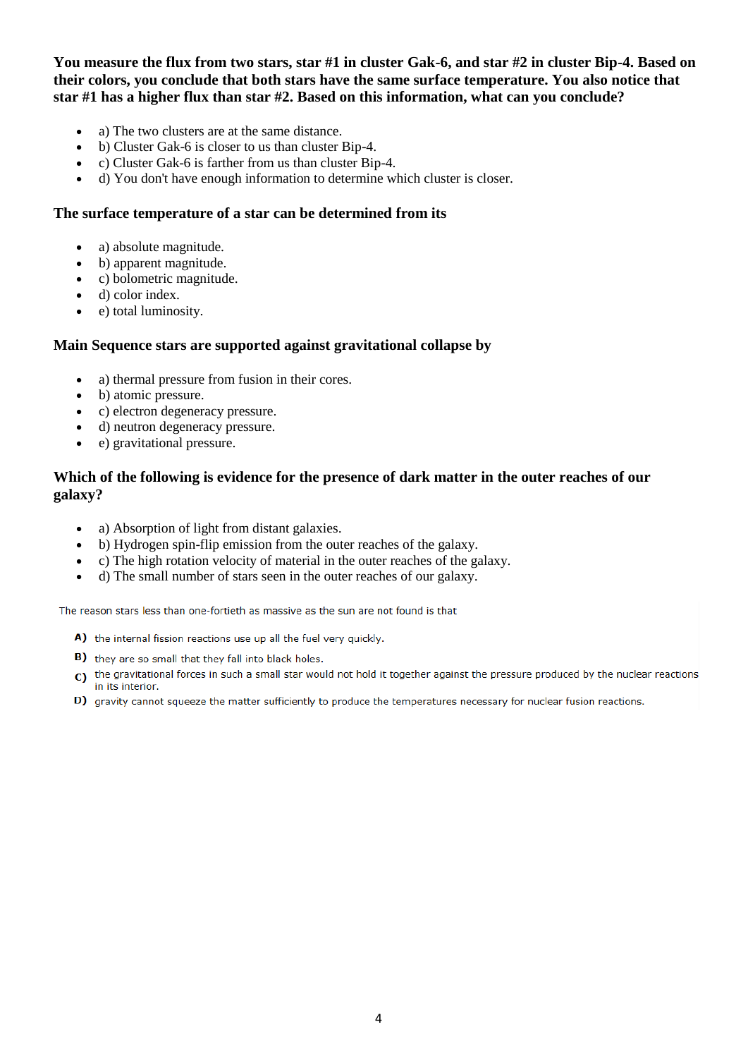**You measure the flux from two stars, star #1 in cluster Gak-6, and star #2 in cluster Bip-4. Based on their colors, you conclude that both stars have the same surface temperature. You also notice that star #1 has a higher flux than star #2. Based on this information, what can you conclude?**

- a) The two clusters are at the same distance.
- b) Cluster Gak-6 is closer to us than cluster Bip-4.
- c) Cluster Gak-6 is farther from us than cluster Bip-4.
- d) You don't have enough information to determine which cluster is closer.

**The surface temperature of a star can be determined from its**

- a) absolute magnitude.
- b) apparent magnitude.
- c) bolometric magnitude.
- d) color index.
- e) total luminosity.

**Main Sequence stars are supported against gravitational collapse by**

- a) thermal pressure from fusion in their cores.
- b) atomic pressure.
- c) electron degeneracy pressure.
- d) neutron degeneracy pressure.
- e) gravitational pressure.

**Which of the following is evidence for the presence of dark matter in the outer reaches of our galaxy?**

- a) Absorption of light from distant galaxies.
- b) Hydrogen spin-flip emission from the outer reaches of the galaxy.
- c) The high rotation velocity of material in the outer reaches of the galaxy.
- d) The small number of stars seen in the outer reaches of our galaxy.

The reason stars less than one-fortieth as massive as the sun are not found is that

**A)** the internal fission reactions use up all the fuel very quickly.

**B)** they are so small that they fall into black holes.

**C)** the gravitational forces in such a small star would not hold it together against the pressure produced by the nuclear reactions in its interior.

**D)** gravity cannot squeeze the matter sufficiently to produce the temperatures necessary for nuclear fusion reactions.